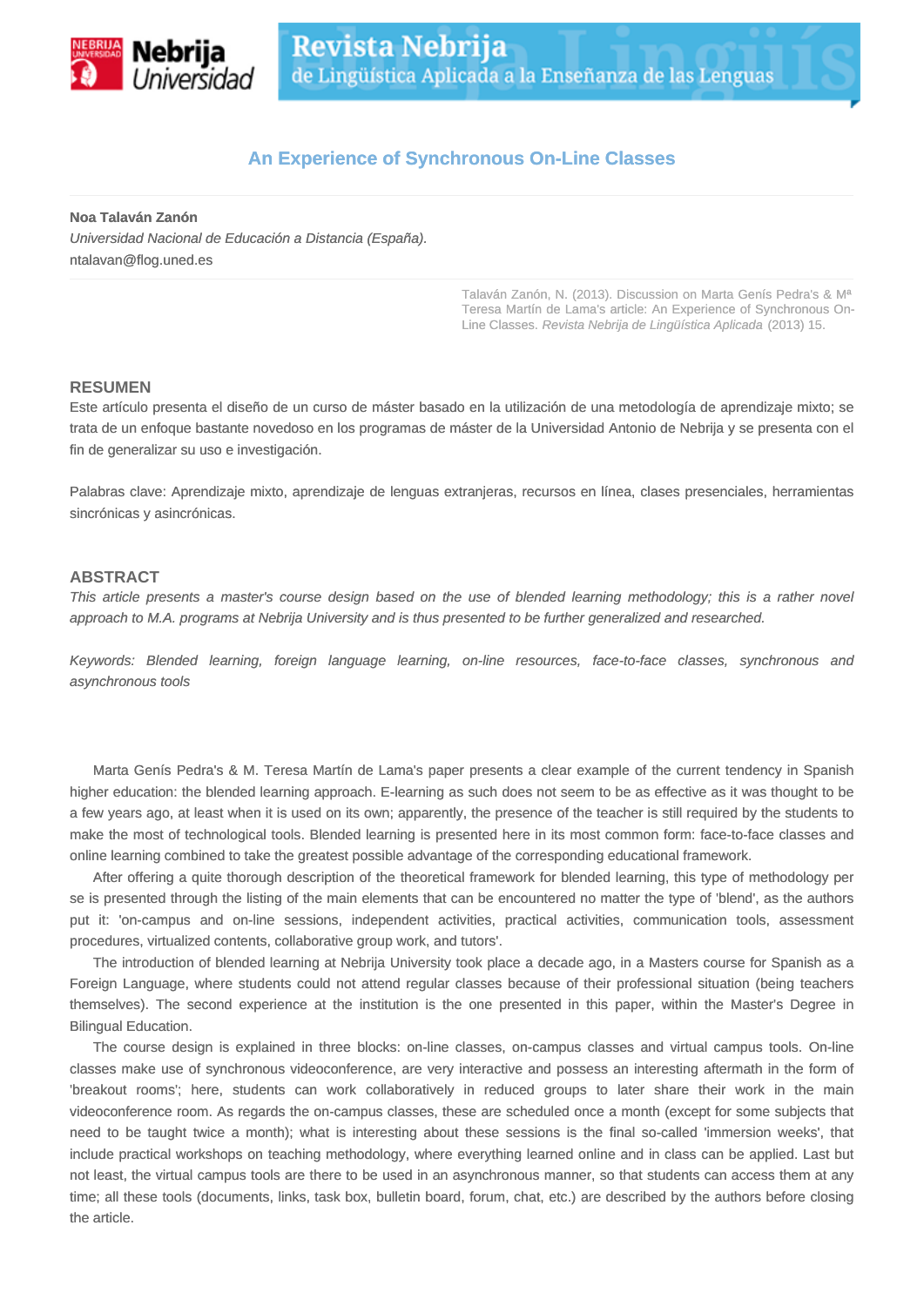# An Experience of Synchronous On-Line Classes

**Noa Talaván Zanón**

*Universidad Nacional de Educación a Distancia (España).*

ntalavan@flog.uned.es

Talaván Zanón, N. (2013). Discussion on Marta Genís Pedra's & Mª Teresa Martín de Lama's article: An Experience of Synchronous On-Line Classes. *Revista Nebrija de Lingüística Aplicada* (2013) 15.

## RESUMEN

Este artículo presenta el diseño de un curso de máster basado en la utilización de una metodología de aprendizaje mixto; se trata de un enfoque bastante novedoso en los programas de máster de la Universidad Antonio de Nebrija y se presenta con el fin de generalizar su uso e investigación.

Palabras clave: Aprendizaje mixto, aprendizaje de lenguas extranjeras, recursos en línea, clases presenciales, herramientas sincrónicas y asincrónicas.

## ABSTRACT

*This article presents a master's course design based on the use of blended learning methodology; this is a rather novel approach to M.A. programs at Nebrija University and is thus presented to be further generalized and researched.*

*Keywords: Blended learning, foreign language learning, on-line resources, face-to-face classes, synchronous and asynchronous tools*

Marta Genís Pedra's & M. Teresa Martín de Lama's paper presents a clear example of the current tendency in Spanish higher education: the blended learning approach. E-learning as such does not seem to be as effective as it was thought to be a few years ago, at least when it is used on its own; apparently, the presence of the teacher is still required by the students to make the most of technological tools. Blended learning is presented here in its most common form: face-to-face classes and online learning combined to take the greatest possible advantage of the corresponding educational framework.

After offering a quite thorough description of the theoretical framework for blended learning, this type of methodology per se is presented through the listing of the main elements that can be encountered no matter the type of 'blend', as the authors put it: 'on-campus and on-line sessions, independent activities, practical activities, communication tools, assessment procedures, virtualized contents, collaborative group work, and tutors'.

The introduction of blended learning at Nebrija University took place a decade ago, in a Masters course for Spanish as a Foreign Language, where students could not attend regular classes because of their professional situation (being teachers themselves). The second experience at the institution is the one presented in this paper, within the Master's Degree in Bilingual Education.

The course design is explained in three blocks: on-line classes, on-campus classes and virtual campus tools. On-line classes make use of synchronous videoconference, are very interactive and possess an interesting aftermath in the form of 'breakout rooms'; here, students can work collaboratively in reduced groups to later share their work in the main videoconference room. As regards the on-campus classes, these are scheduled once a month (except for some subjects that need to be taught twice a month); what is interesting about these sessions is the final so-called 'immersion weeks', that include practical workshops on teaching methodology, where everything learned online and in class can be applied. Last but not least, the virtual campus tools are there to be used in an asynchronous manner, so that students can access them at any time; all these tools (documents, links, task box, bulletin board, forum, chat, etc.) are described by the authors before closing the article.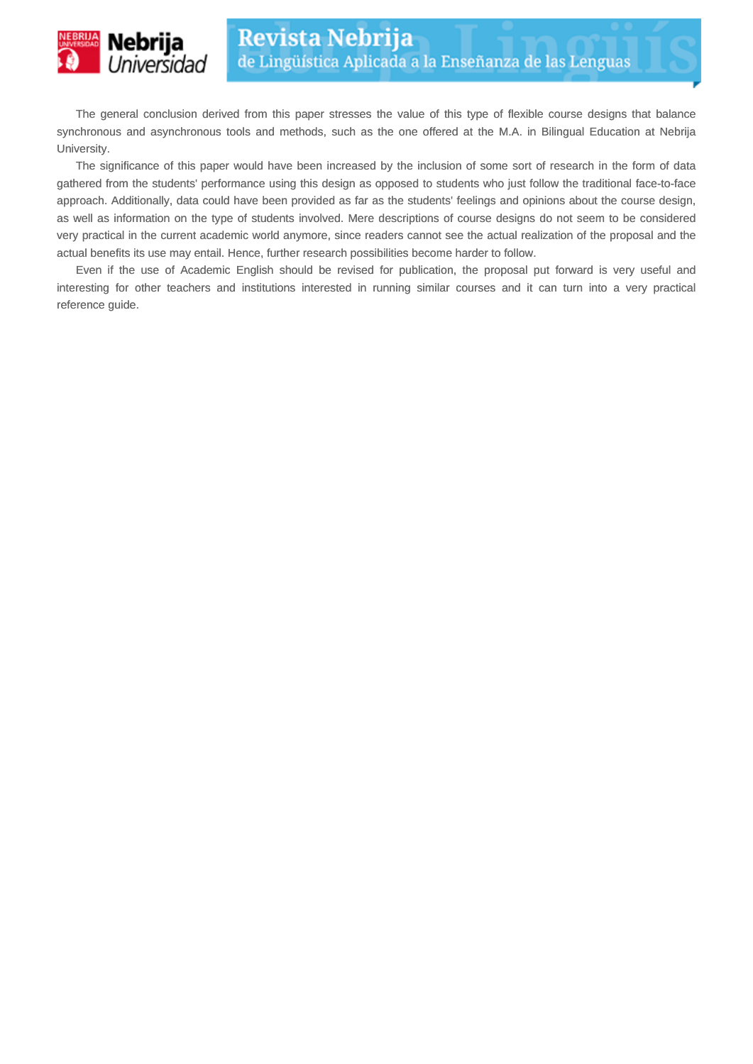The general conclusion derived from this paper stresses the value of this type of flexible course designs that balance synchronous and asynchronous tools and methods, such as the one offered at the M.A. in Bilingual Education at Nebrija University.

The significance of this paper would have been increased by the inclusion of some sort of research in the form of data gathered from the students' performance using this design as opposed to students who just follow the traditional face-to-face approach. Additionally, data could have been provided as far as the students' feelings and opinions about the course design, as well as information on the type of students involved. Mere descriptions of course designs do not seem to be considered very practical in the current academic world anymore, since readers cannot see the actual realization of the proposal and the actual benefits its use may entail. Hence, further research possibilities become harder to follow.

Even if the use of Academic English should be revised for publication, the proposal put forward is very useful and interesting for other teachers and institutions interested in running similar courses and it can turn into a very practical reference guide.